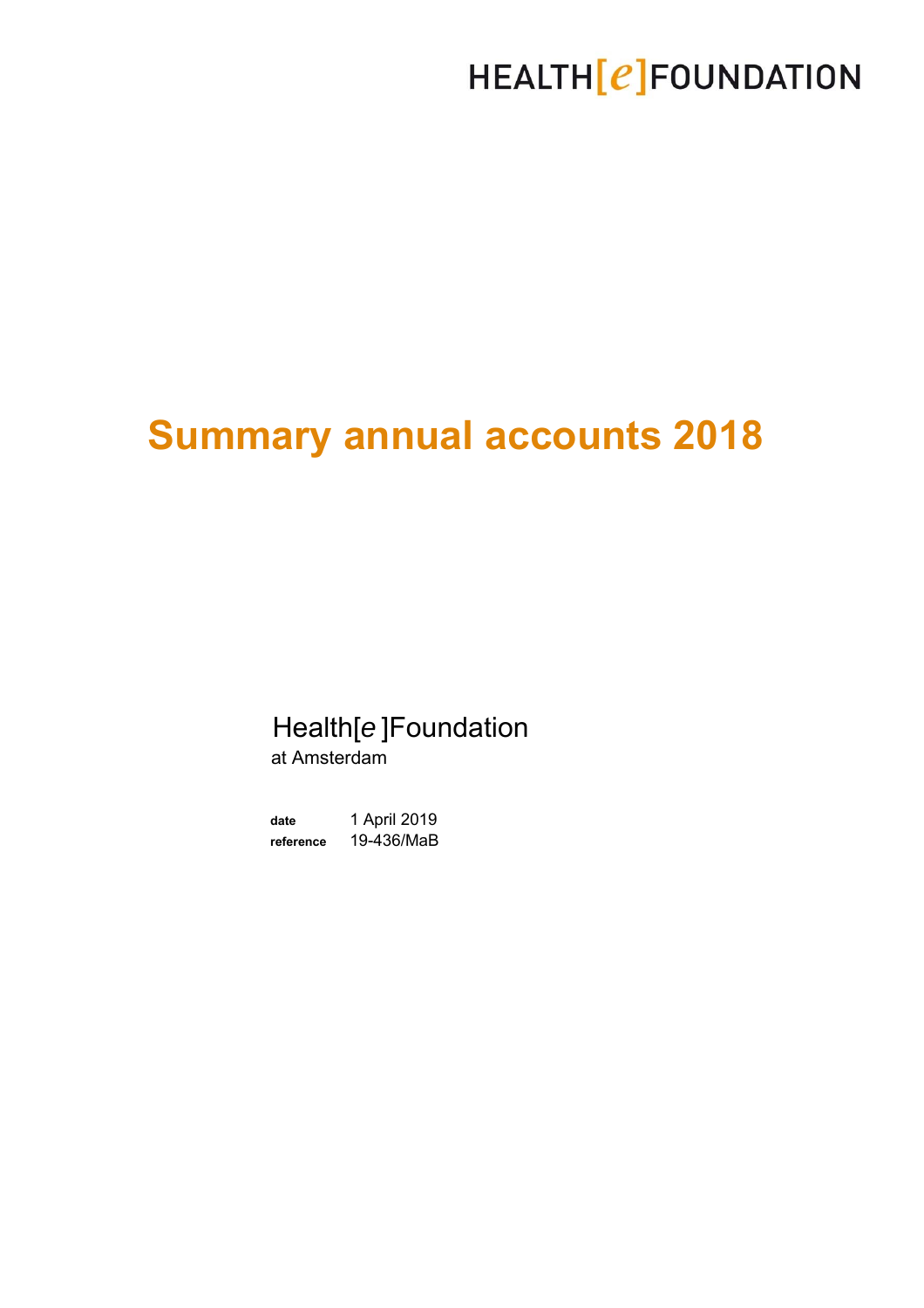HEALTH[e]FOUNDATION

# Summary annual accounts 2018

Health[e ]Foundation
at Amsterdam

**date** 1 April 2019
**reference** 19-436/MaB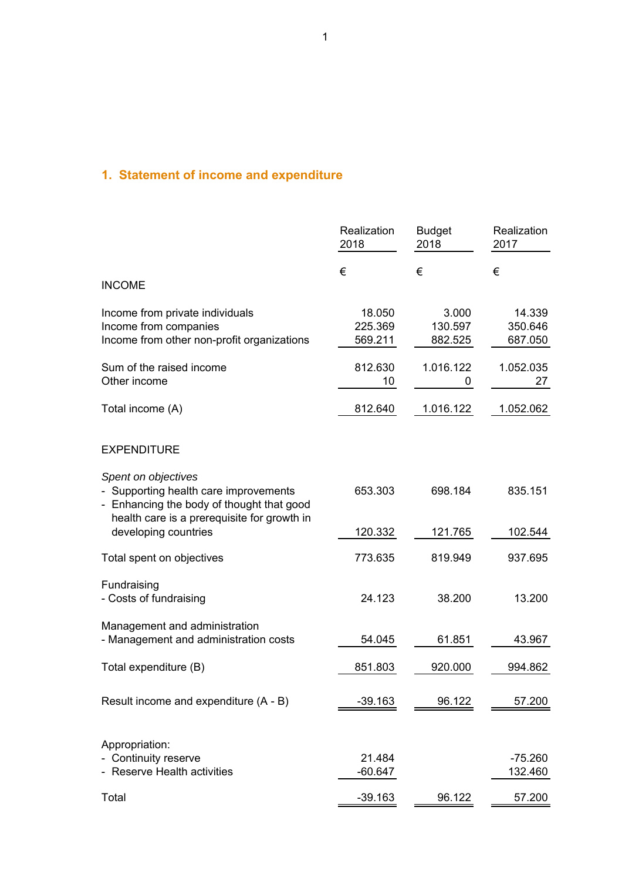## 1. Statement of income and expenditure

| | Realization 2018 | Budget 2018 | Realization 2017 |
|---|---|---|---|
| | € | € | € |
| INCOME | | | |
| Income from private individuals | 18.050 | 3.000 | 14.339 |
| Income from companies | 225.369 | 130.597 | 350.646 |
| Income from other non-profit organizations | 569.211 | 882.525 | 687.050 |
| Sum of the raised income | 812.630 | 1.016.122 | 1.052.035 |
| Other income | 10 | 0 | 27 |
| Total income (A) | 812.640 | 1.016.122 | 1.052.062 |
| EXPENDITURE | | | |
| *Spent on objectives* | | | |
| - Supporting health care improvements | 653.303 | 698.184 | 835.151 |
| - Enhancing the body of thought that good health care is a prerequisite for growth in developing countries | 120.332 | 121.765 | 102.544 |
| Total spent on objectives | 773.635 | 819.949 | 937.695 |
| Fundraising | | | |
| - Costs of fundraising | 24.123 | 38.200 | 13.200 |
| Management and administration | | | |
| - Management and administration costs | 54.045 | 61.851 | 43.967 |
| Total expenditure (B) | 851.803 | 920.000 | 994.862 |
| Result income and expenditure (A - B) | -39.163 | 96.122 | 57.200 |
| Appropriation: | | | |
| - Continuity reserve | 21.484 | | -75.260 |
| - Reserve Health activities | -60.647 | | 132.460 |
| Total | -39.163 | 96.122 | 57.200 |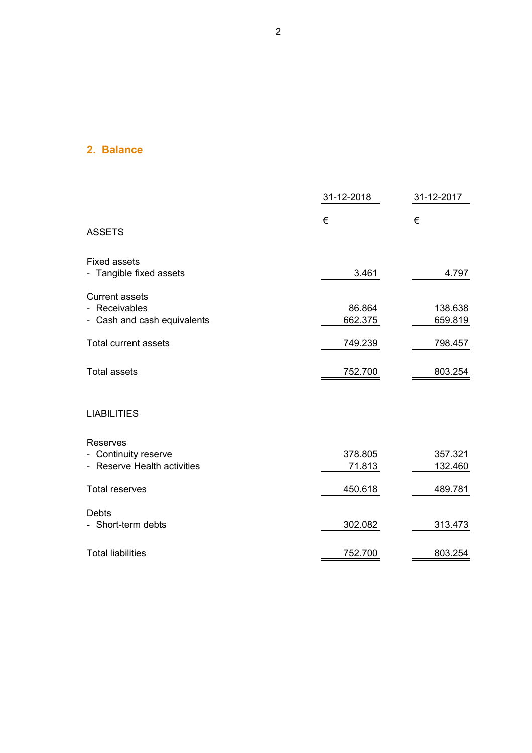## 2. Balance

| | 31-12-2018 | 31-12-2017 |
|---|---|---|
| | € | € |
| ASSETS | | |
| | | |
| Fixed assets | | |
| - Tangible fixed assets | 3.461 | 4.797 |
| | | |
| Current assets | | |
| - Receivables | 86.864 | 138.638 |
| - Cash and cash equivalents | 662.375 | 659.819 |
| Total current assets | 749.239 | 798.457 |
| | | |
| Total assets | 752.700 | 803.254 |
| | | |
| LIABILITIES | | |
| | | |
| Reserves | | |
| - Continuity reserve | 378.805 | 357.321 |
| - Reserve Health activities | 71.813 | 132.460 |
| Total reserves | 450.618 | 489.781 |
| | | |
| Debts | | |
| - Short-term debts | 302.082 | 313.473 |
| | | |
| Total liabilities | 752.700 | 803.254 |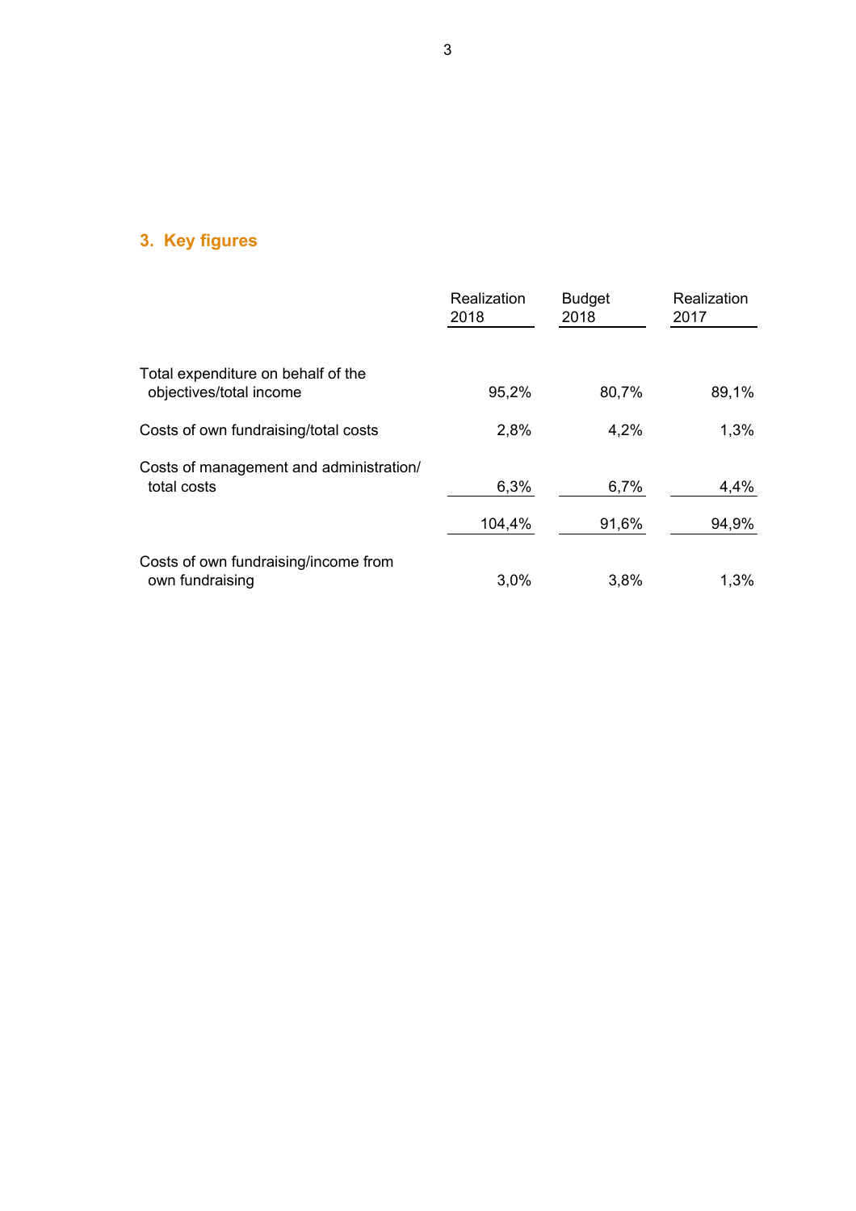## 3. Key figures

| | Realization 2018 | Budget 2018 | Realization 2017 |
|---|---|---|---|
| Total expenditure on behalf of the objectives/total income | 95,2% | 80,7% | 89,1% |
| Costs of own fundraising/total costs | 2,8% | 4,2% | 1,3% |
| Costs of management and administration/ total costs | 6,3% | 6,7% | 4,4% |
| | 104,4% | 91,6% | 94,9% |
| Costs of own fundraising/income from own fundraising | 3,0% | 3,8% | 1,3% |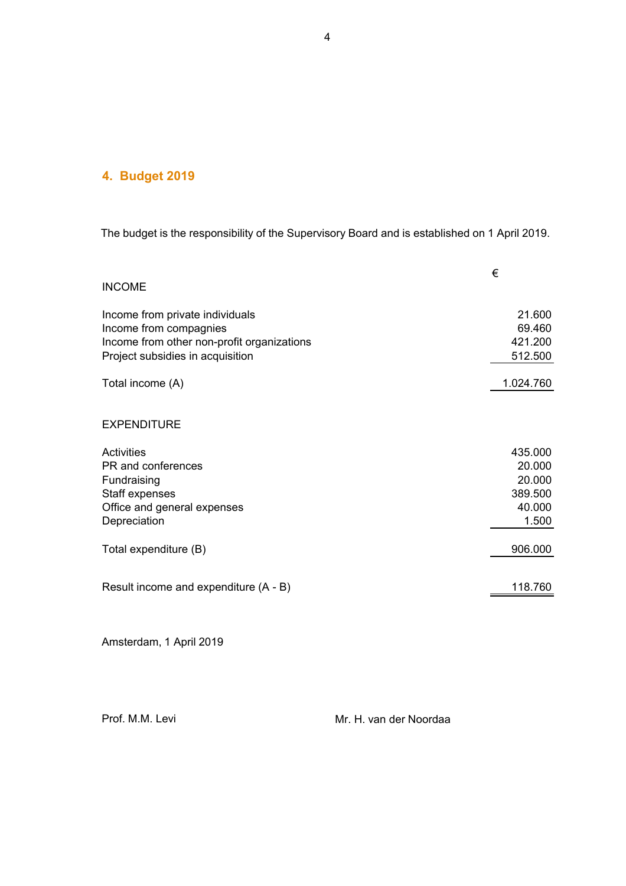## 4. Budget 2019

The budget is the responsibility of the Supervisory Board and is established on 1 April 2019.

| | € |
|---|---:|
| **INCOME** | |
| Income from private individuals | 21.600 |
| Income from compagnies | 69.460 |
| Income from other non-profit organizations | 421.200 |
| Project subsidies in acquisition | 512.500 |
| Total income (A) | 1.024.760 |
| **EXPENDITURE** | |
| Activities | 435.000 |
| PR and conferences | 20.000 |
| Fundraising | 20.000 |
| Staff expenses | 389.500 |
| Office and general expenses | 40.000 |
| Depreciation | 1.500 |
| Total expenditure (B) | 906.000 |
| Result income and expenditure (A - B) | 118.760 |

Amsterdam, 1 April 2019

Prof. M.M. Levi

Mr. H. van der Noordaa